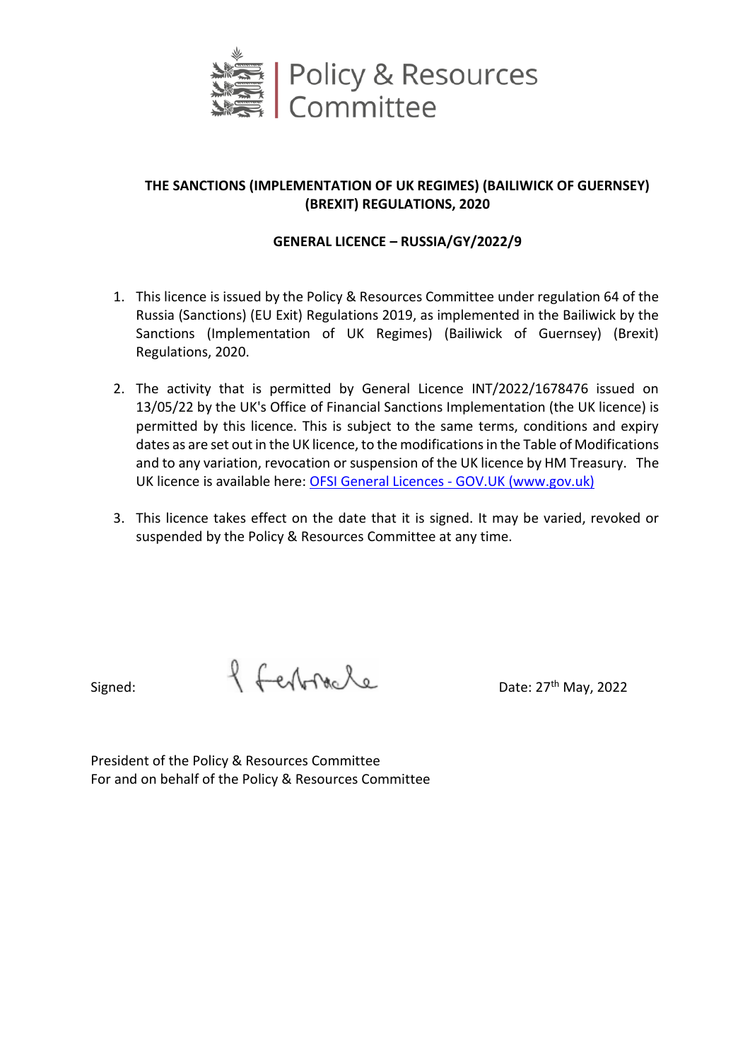Policy & Resources Committee

**THE SANCTIONS (IMPLEMENTATION OF UK REGIMES) (BAILIWICK OF GUERNSEY) (BREXIT) REGULATIONS, 2020**

**GENERAL LICENCE – RUSSIA/GY/2022/9**

1. This licence is issued by the Policy & Resources Committee under regulation 64 of the Russia (Sanctions) (EU Exit) Regulations 2019, as implemented in the Bailiwick by the Sanctions (Implementation of UK Regimes) (Bailiwick of Guernsey) (Brexit) Regulations, 2020.

2. The activity that is permitted by General Licence INT/2022/1678476 issued on 13/05/22 by the UK's Office of Financial Sanctions Implementation (the UK licence) is permitted by this licence. This is subject to the same terms, conditions and expiry dates as are set out in the UK licence, to the modifications in the Table of Modifications and to any variation, revocation or suspension of the UK licence by HM Treasury. The UK licence is available here: [OFSI General Licences - GOV.UK (www.gov.uk)](www.gov.uk)

3. This licence takes effect on the date that it is signed. It may be varied, revoked or suspended by the Policy & Resources Committee at any time.

Signed: P Ferbrache

Date: 27th May, 2022

President of the Policy & Resources Committee
For and on behalf of the Policy & Resources Committee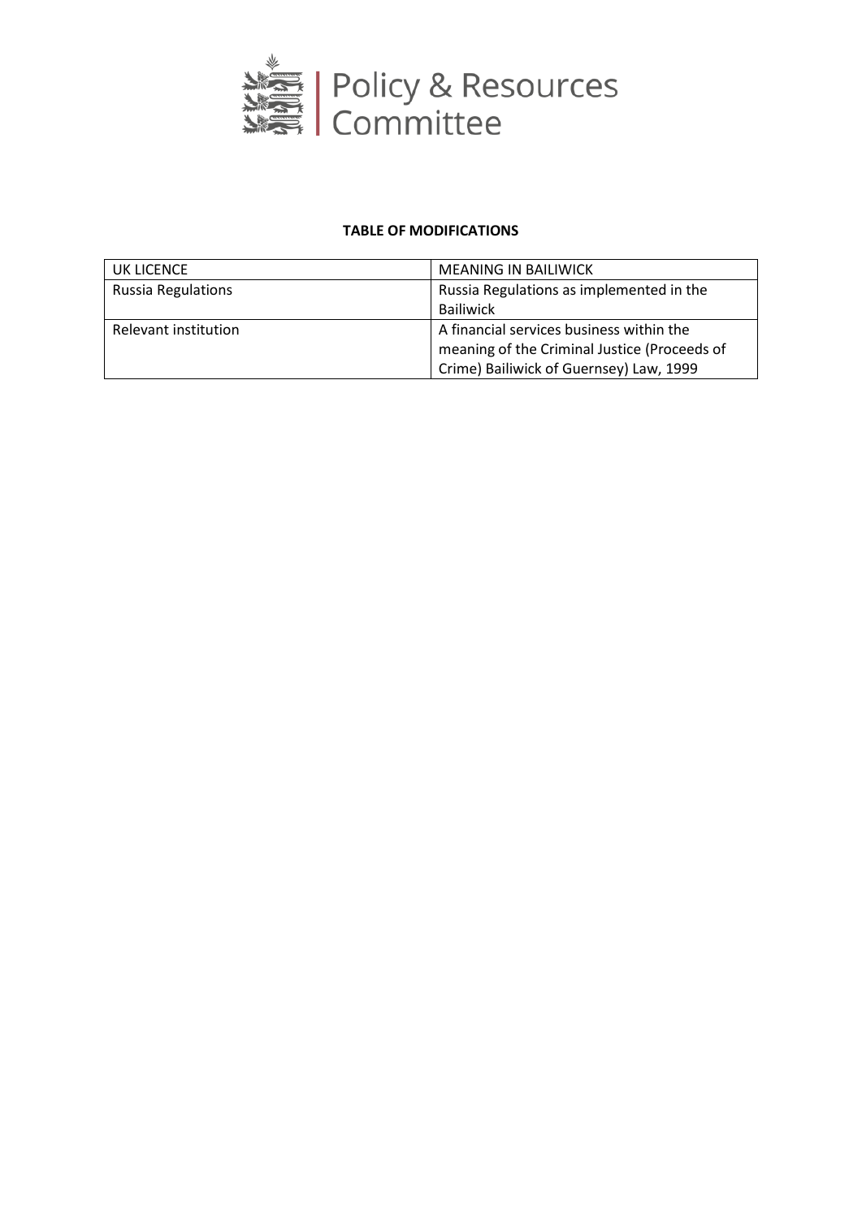Policy & Resources Committee

**TABLE OF MODIFICATIONS**

| UK LICENCE | MEANING IN BAILIWICK |
|---|---|
| Russia Regulations | Russia Regulations as implemented in the Bailiwick |
| Relevant institution | A financial services business within the meaning of the Criminal Justice (Proceeds of Crime) Bailiwick of Guernsey) Law, 1999 |